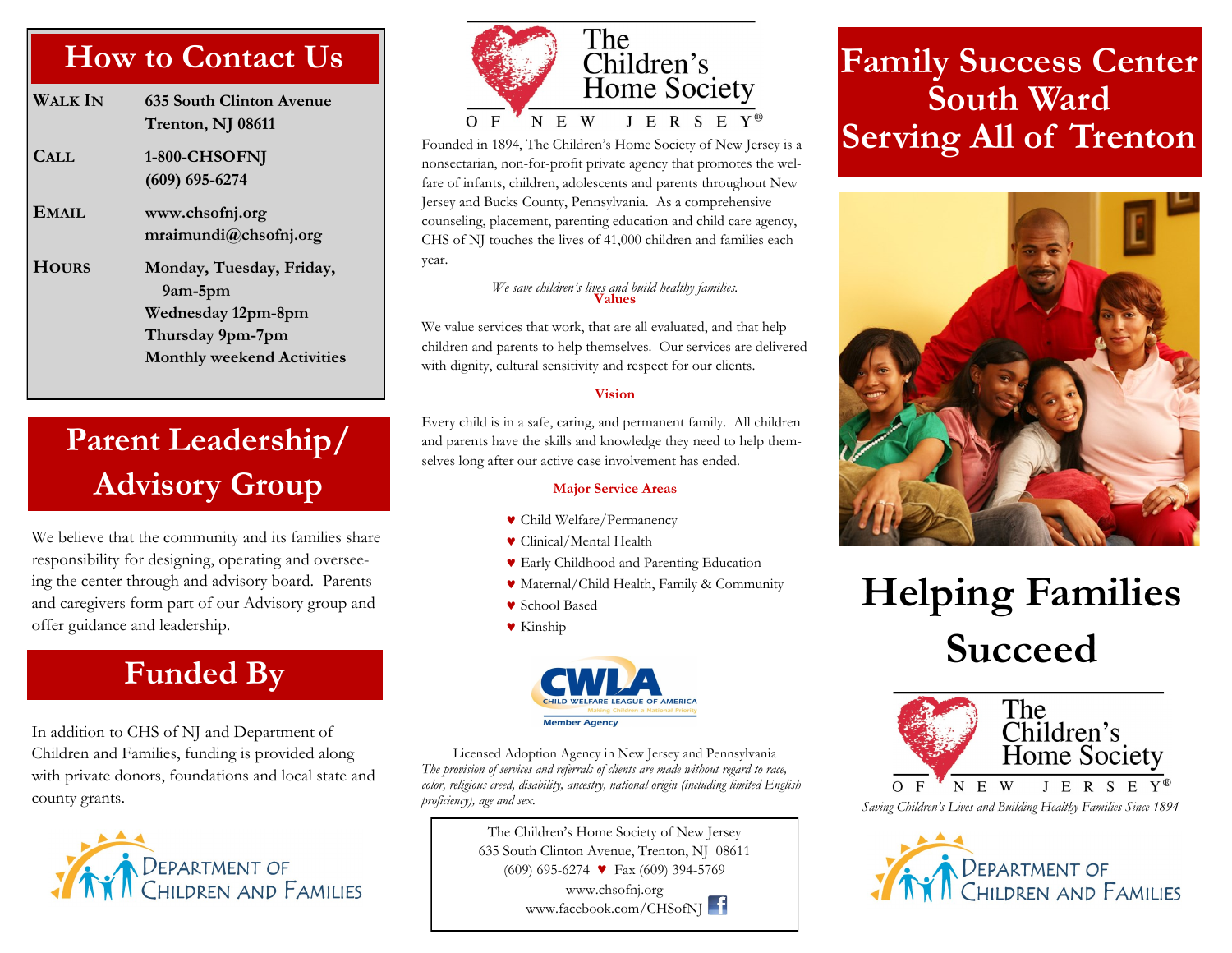## How to Contact Us

| | |
|---|---|
| **WALK IN** | **635 South Clinton Avenue Trenton, NJ 08611** |
| **CALL** | **1-800-CHSOFNJ (609) 695-6274** |
| **EMAIL** | **www.chsofnj.org mraimundi@chsofnj.org** |
| **HOURS** | **Monday, Tuesday, Friday, 9am-5pm Wednesday 12pm-8pm Thursday 9pm-7pm Monthly weekend Activities** |

## Parent Leadership/ Advisory Group

We believe that the community and its families share responsibility for designing, operating and overseeing the center through and advisory board. Parents and caregivers form part of our Advisory group and offer guidance and leadership.

## Funded By

In addition to CHS of NJ and Department of Children and Families, funding is provided along with private donors, foundations and local state and county grants.

DEPARTMENT OF CHILDREN AND FAMILIES

The Children's Home Society OF NEW JERSEY®

Founded in 1894, The Children's Home Society of New Jersey is a nonsectarian, non-for-profit private agency that promotes the welfare of infants, children, adolescents and parents throughout New Jersey and Bucks County, Pennsylvania. As a comprehensive counseling, placement, parenting education and child care agency, CHS of NJ touches the lives of 41,000 children and families each year.

*We save children's lives and build healthy families.*

**Values**

We value services that work, that are all evaluated, and that help children and parents to help themselves. Our services are delivered with dignity, cultural sensitivity and respect for our clients.

**Vision**

Every child is in a safe, caring, and permanent family. All children and parents have the skills and knowledge they need to help themselves long after our active case involvement has ended.

**Major Service Areas**

- Child Welfare/Permanency
- Clinical/Mental Health
- Early Childhood and Parenting Education
- Maternal/Child Health, Family & Community
- School Based
- Kinship

CWLA CHILD WELFARE LEAGUE OF AMERICA Making Children a National Priority Member Agency

Licensed Adoption Agency in New Jersey and Pennsylvania

*The provision of services and referrals of clients are made without regard to race, color, religious creed, disability, ancestry, national origin (including limited English proficiency), age and sex.*

The Children's Home Society of New Jersey
635 South Clinton Avenue, Trenton, NJ 08611
(609) 695-6274 ♥ Fax (609) 394-5769
www.chsofnj.org
www.facebook.com/CHSofNJ

# Family Success Center South Ward Serving All of Trenton

# Helping Families Succeed

The Children's Home Society OF NEW JERSEY®

*Saving Children's Lives and Building Healthy Families Since 1894*

DEPARTMENT OF CHILDREN AND FAMILIES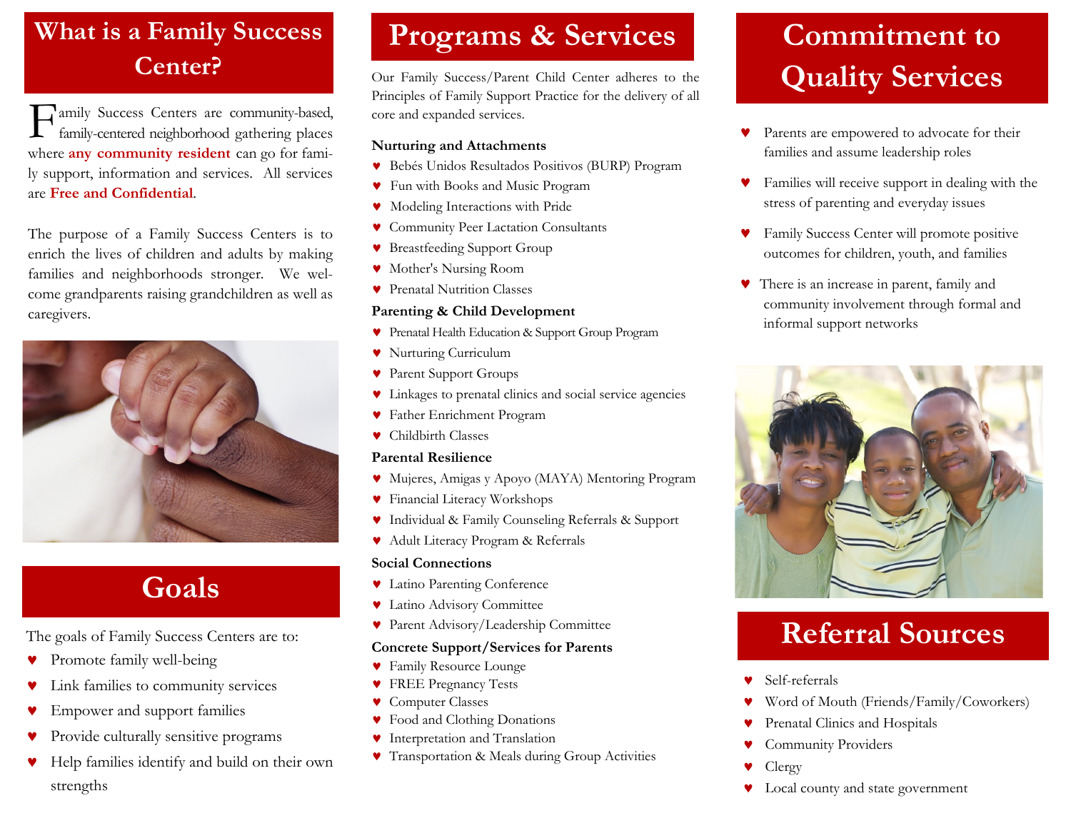## What is a Family Success Center?

Family Success Centers are community-based, family-centered neighborhood gathering places where **any community resident** can go for family support, information and services. All services are **Free and Confidential**.

The purpose of a Family Success Centers is to enrich the lives of children and adults by making families and neighborhoods stronger. We welcome grandparents raising grandchildren as well as caregivers.

## Goals

The goals of Family Success Centers are to:

- Promote family well-being
- Link families to community services
- Empower and support families
- Provide culturally sensitive programs
- Help families identify and build on their own strengths

## Programs & Services

Our Family Success/Parent Child Center adheres to the Principles of Family Support Practice for the delivery of all core and expanded services.

**Nurturing and Attachments**

- Bebés Unidos Resultados Positivos (BURP) Program
- Fun with Books and Music Program
- Modeling Interactions with Pride
- Community Peer Lactation Consultants
- Breastfeeding Support Group
- Mother's Nursing Room
- Prenatal Nutrition Classes

**Parenting & Child Development**

- Prenatal Health Education & Support Group Program
- Nurturing Curriculum
- Parent Support Groups
- Linkages to prenatal clinics and social service agencies
- Father Enrichment Program
- Childbirth Classes

**Parental Resilience**

- Mujeres, Amigas y Apoyo (MAYA) Mentoring Program
- Financial Literacy Workshops
- Individual & Family Counseling Referrals & Support
- Adult Literacy Program & Referrals

**Social Connections**

- Latino Parenting Conference
- Latino Advisory Committee
- Parent Advisory/Leadership Committee

**Concrete Support/Services for Parents**

- Family Resource Lounge
- FREE Pregnancy Tests
- Computer Classes
- Food and Clothing Donations
- Interpretation and Translation
- Transportation & Meals during Group Activities

## Commitment to Quality Services

- Parents are empowered to advocate for their families and assume leadership roles
- Families will receive support in dealing with the stress of parenting and everyday issues
- Family Success Center will promote positive outcomes for children, youth, and families
- There is an increase in parent, family and community involvement through formal and informal support networks

## Referral Sources

- Self-referrals
- Word of Mouth (Friends/Family/Coworkers)
- Prenatal Clinics and Hospitals
- Community Providers
- Clergy
- Local county and state government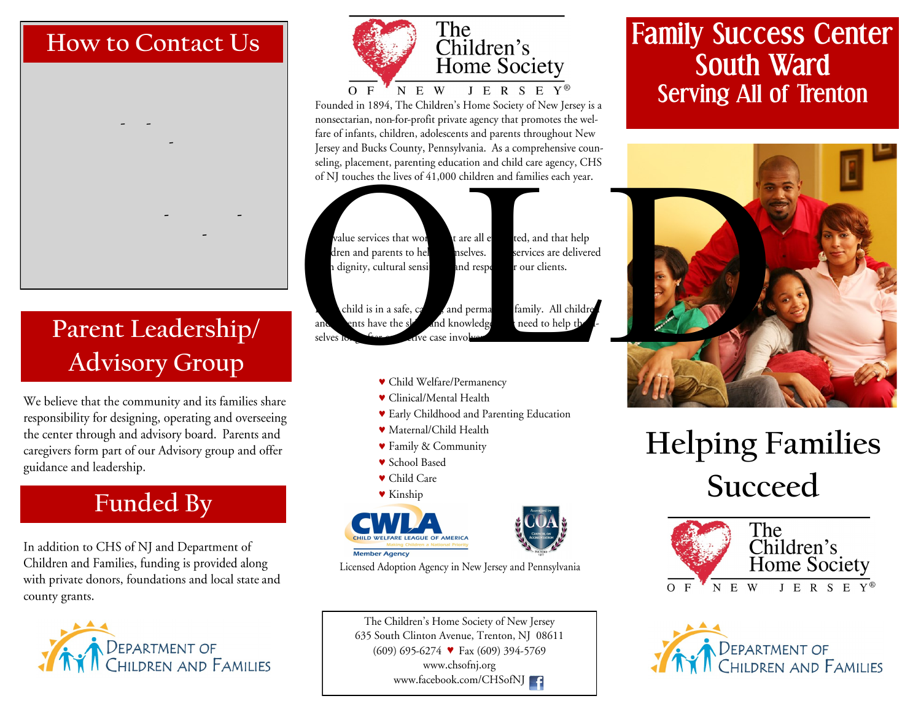# How to Contact Us

- -

-

- -

-

# Parent Leadership/ Advisory Group

We believe that the community and its families share responsibility for designing, operating and overseeing the center through and advisory board. Parents and caregivers form part of our Advisory group and offer guidance and leadership.

# Funded By

In addition to CHS of NJ and Department of Children and Families, funding is provided along with private donors, foundations and local state and county grants.

Department of Children and Families

The Children's Home Society of New Jersey®

Founded in 1894, The Children's Home Society of New Jersey is a nonsectarian, non-for-profit private agency that promotes the welfare of infants, children, adolescents and parents throughout New Jersey and Bucks County, Pennsylvania. As a comprehensive counseling, placement, parenting education and child care agency, CHS of NJ touches the lives of 41,000 children and families each year.

OLD

value services that wo t are all e ted, and that help dren and parents to he mselves. services are delivered h dignity, cultural sensi and resp r our clients.

child is in a safe, ca and perma family. All childre an nts have the s nd knowledg need to help th selves fo ive case invol

- ♥ Child Welfare/Permanency
- ♥ Clinical/Mental Health
- ♥ Early Childhood and Parenting Education
- ♥ Maternal/Child Health
- ♥ Family & Community
- ♥ School Based
- ♥ Child Care
- ♥ Kinship

CWLA Child Welfare League of America — Making Children a National Priority — Member Agency

COA — Council on Accreditation

Licensed Adoption Agency in New Jersey and Pennsylvania

The Children's Home Society of New Jersey
635 South Clinton Avenue, Trenton, NJ 08611
(609) 695-6274 ♥ Fax (609) 394-5769
www.chsofnj.org
www.facebook.com/CHSofNJ

# Family Success Center South Ward

## Serving All of Trenton

# Helping Families Succeed

The Children's Home Society of New Jersey®

Department of Children and Families